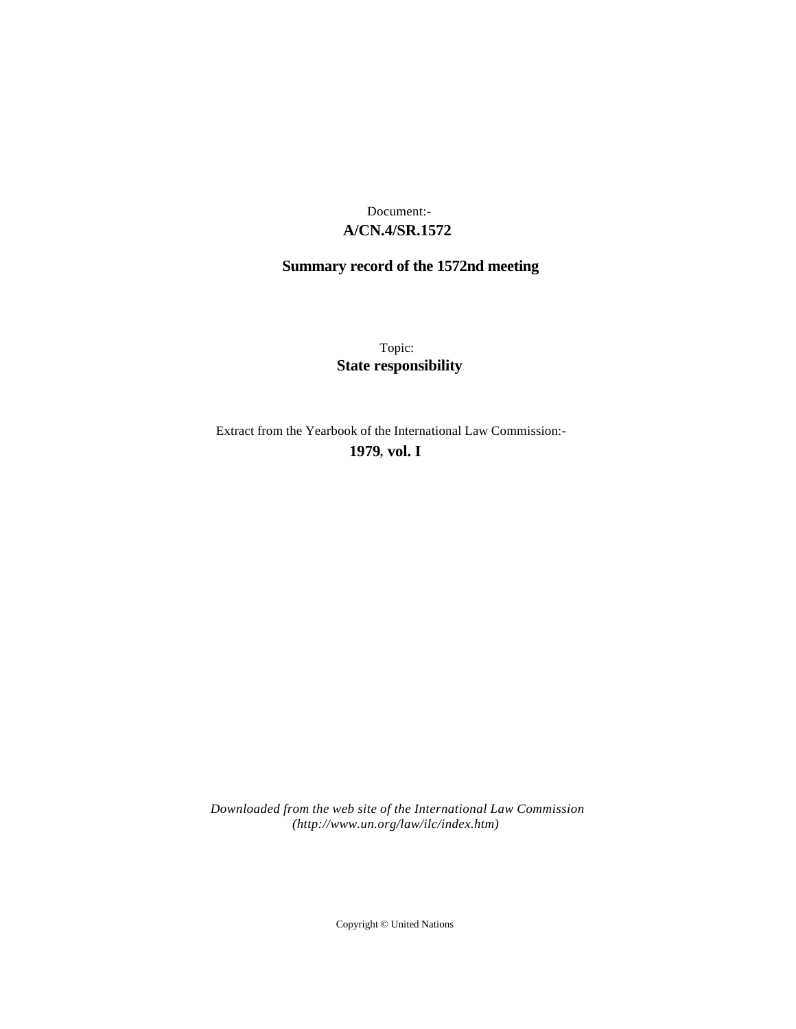Document:-

**A/CN.4/SR.1572**

**Summary record of the 1572nd meeting**

Topic:

**State responsibility**

Extract from the Yearbook of the International Law Commission:-

**1979, vol. I**

*Downloaded from the web site of the International Law Commission (http://www.un.org/law/ilc/index.htm)*

Copyright © United Nations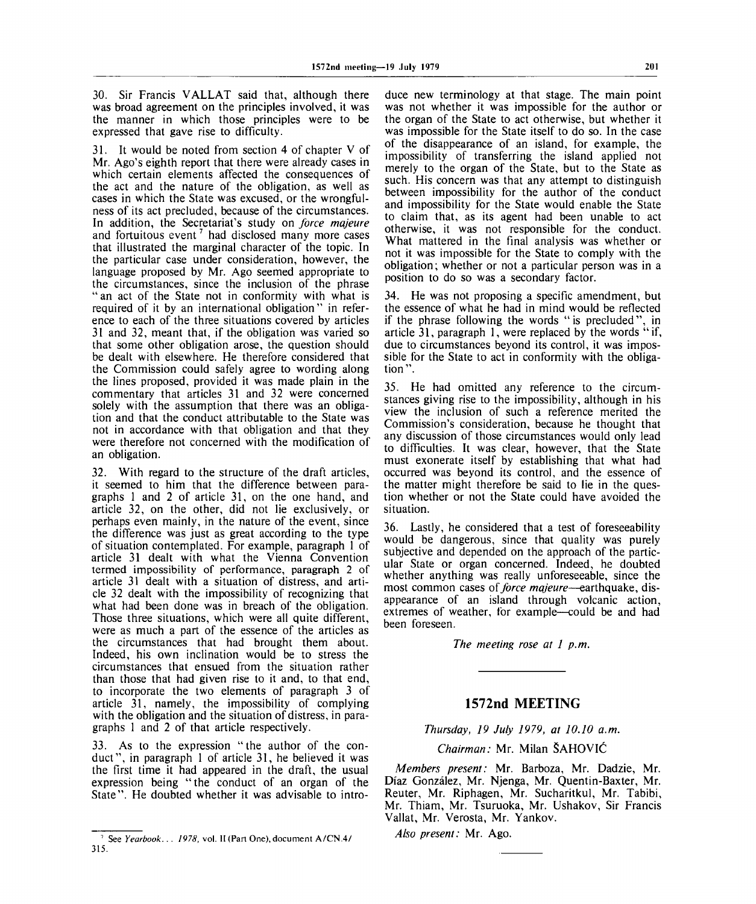30. Sir Francis VALLAT said that, although there was broad agreement on the principles involved, it was the manner in which those principles were to be expressed that gave rise to difficulty.

31. It would be noted from section 4 of chapter V of Mr. Ago's eighth report that there were already cases in which certain elements affected the consequences of the act and the nature of the obligation, as well as cases in which the State was excused, or the wrongfulness of its act precluded, because of the circumstances. In addition, the Secretariat's study on *force majeure* and fortuitous event[7] had disclosed many more cases that illustrated the marginal character of the topic. In the particular case under consideration, however, the language proposed by Mr. Ago seemed appropriate to the circumstances, since the inclusion of the phrase "an act of the State not in conformity with what is required of it by an international obligation" in reference to each of the three situations covered by articles 31 and 32, meant that, if the obligation was varied so that some other obligation arose, the question should be dealt with elsewhere. He therefore considered that the Commission could safely agree to wording along the lines proposed, provided it was made plain in the commentary that articles 31 and 32 were concerned solely with the assumption that there was an obligation and that the conduct attributable to the State was not in accordance with that obligation and that they were therefore not concerned with the modification of an obligation.

32. With regard to the structure of the draft articles, it seemed to him that the difference between paragraphs 1 and 2 of article 31, on the one hand, and article 32, on the other, did not lie exclusively, or perhaps even mainly, in the nature of the event, since the difference was just as great according to the type of situation contemplated. For example, paragraph 1 of article 31 dealt with what the Vienna Convention termed impossibility of performance, paragraph 2 of article 31 dealt with a situation of distress, and article 32 dealt with the impossibility of recognizing that what had been done was in breach of the obligation. Those three situations, which were all quite different, were as much a part of the essence of the articles as the circumstances that had brought them about. Indeed, his own inclination would be to stress the circumstances that ensued from the situation rather than those that had given rise to it and, to that end, to incorporate the two elements of paragraph 3 of article 31, namely, the impossibility of complying with the obligation and the situation of distress, in paragraphs 1 and 2 of that article respectively.

33. As to the expression "the author of the conduct", in paragraph 1 of article 31, he believed it was the first time it had appeared in the draft, the usual expression being "the conduct of an organ of the State". He doubted whether it was advisable to introduce new terminology at that stage. The main point was not whether it was impossible for the author or the organ of the State to act otherwise, but whether it was impossible for the State itself to do so. In the case of the disappearance of an island, for example, the impossibility of transferring the island applied not merely to the organ of the State, but to the State as such. His concern was that any attempt to distinguish between impossibility for the author of the conduct and impossibility for the State would enable the State to claim that, as its agent had been unable to act otherwise, it was not responsible for the conduct. What mattered in the final analysis was whether or not it was impossible for the State to comply with the obligation; whether or not a particular person was in a position to do so was a secondary factor.

34. He was not proposing a specific amendment, but the essence of what he had in mind would be reflected if the phrase following the words "is precluded", in article 31, paragraph 1, were replaced by the words "if, due to circumstances beyond its control, it was impossible for the State to act in conformity with the obligation".

35. He had omitted any reference to the circumstances giving rise to the impossibility, although in his view the inclusion of such a reference merited the Commission's consideration, because he thought that any discussion of those circumstances would only lead to difficulties. It was clear, however, that the State must exonerate itself by establishing that what had occurred was beyond its control, and the essence of the matter might therefore be said to lie in the question whether or not the State could have avoided the situation.

36. Lastly, he considered that a test of foreseeability would be dangerous, since that quality was purely subjective and depended on the approach of the particular State or organ concerned. Indeed, he doubted whether anything was really unforeseeable, since the most common cases of *force majeure*—earthquake, disappearance of an island through volcanic action, extremes of weather, for example—could be and had been foreseen.

*The meeting rose at 1 p.m.*

---

## 1572nd MEETING

*Thursday, 19 July 1979, at 10.10 a.m.*

*Chairman:* Mr. Milan ŠAHOVIĆ

*Members present:* Mr. Barboza, Mr. Dadzie, Mr. Díaz González, Mr. Njenga, Mr. Quentin-Baxter, Mr. Reuter, Mr. Riphagen, Mr. Sucharitkul, Mr. Tabibi, Mr. Thiam, Mr. Tsuruoka, Mr. Ushakov, Sir Francis Vallat, Mr. Verosta, Mr. Yankov.

*Also present:* Mr. Ago.

---

[7] See *Yearbook... 1978*, vol. II (Part One), document A/CN.4/315.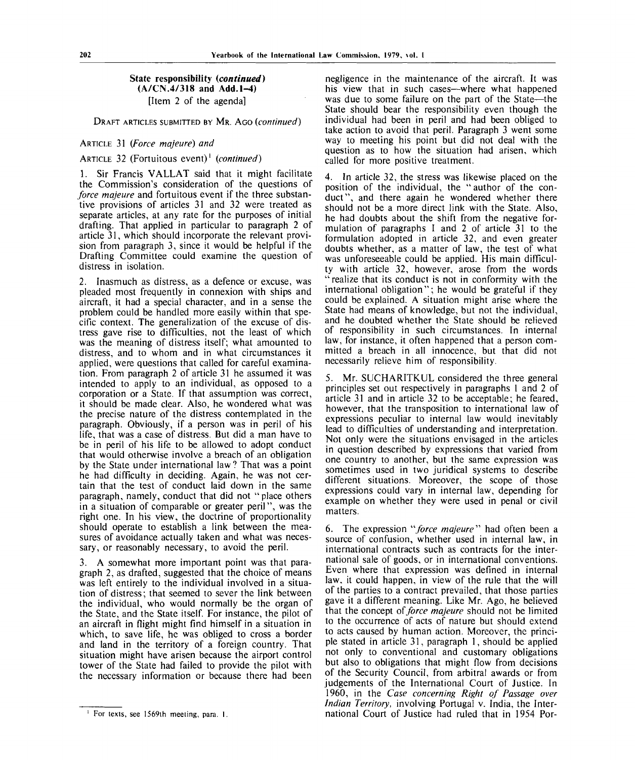## State responsibility (*continued*) (A/CN.4/318 and Add.1–4)

[Item 2 of the agenda]

DRAFT ARTICLES SUBMITTED BY MR. AGO (*continued*)

ARTICLE 31 (*Force majeure*) and

ARTICLE 32 (Fortuitous event)[1] (*continued*)

1. Sir Francis VALLAT said that it might facilitate the Commission's consideration of the questions of *force majeure* and fortuitous event if the three substantive provisions of articles 31 and 32 were treated as separate articles, at any rate for the purposes of initial drafting. That applied in particular to paragraph 2 of article 31, which should incorporate the relevant provision from paragraph 3, since it would be helpful if the Drafting Committee could examine the question of distress in isolation.

2. Inasmuch as distress, as a defence or excuse, was pleaded most frequently in connexion with ships and aircraft, it had a special character, and in a sense the problem could be handled more easily within that specific context. The generalization of the excuse of distress gave rise to difficulties, not the least of which was the meaning of distress itself; what amounted to distress, and to whom and in what circumstances it applied, were questions that called for careful examination. From paragraph 2 of article 31 he assumed it was intended to apply to an individual, as opposed to a corporation or a State. If that assumption was correct, it should be made clear. Also, he wondered what was the precise nature of the distress contemplated in the paragraph. Obviously, if a person was in peril of his life, that was a case of distress. But did a man have to be in peril of his life to be allowed to adopt conduct that would otherwise involve a breach of an obligation by the State under international law? That was a point he had difficulty in deciding. Again, he was not certain that the test of conduct laid down in the same paragraph, namely, conduct that did not "place others in a situation of comparable or greater peril", was the right one. In his view, the doctrine of proportionality should operate to establish a link between the measures of avoidance actually taken and what was necessary, or reasonably necessary, to avoid the peril.

3. A somewhat more important point was that paragraph 2, as drafted, suggested that the choice of means was left entirely to the individual involved in a situation of distress; that seemed to sever the link between the individual, who would normally be the organ of the State, and the State itself. For instance, the pilot of an aircraft in flight might find himself in a situation in which, to save life, he was obliged to cross a border and land in the territory of a foreign country. That situation might have arisen because the airport control tower of the State had failed to provide the pilot with the necessary information or because there had been negligence in the maintenance of the aircraft. It was his view that in such cases—where what happened was due to some failure on the part of the State—the State should bear the responsibility even though the individual had been in peril and had been obliged to take action to avoid that peril. Paragraph 3 went some way to meeting his point but did not deal with the question as to how the situation had arisen, which called for more positive treatment.

4. In article 32, the stress was likewise placed on the position of the individual, the "author of the conduct", and there again he wondered whether there should not be a more direct link with the State. Also, he had doubts about the shift from the negative formulation of paragraphs 1 and 2 of article 31 to the formulation adopted in article 32, and even greater doubts whether, as a matter of law, the test of what was unforeseeable could be applied. His main difficulty with article 32, however, arose from the words "realize that its conduct is not in conformity with the international obligation"; he would be grateful if they could be explained. A situation might arise where the State had means of knowledge, but not the individual, and he doubted whether the State should be relieved of responsibility in such circumstances. In internal law, for instance, it often happened that a person committed a breach in all innocence, but that did not necessarily relieve him of responsibility.

5. Mr. SUCHARITKUL considered the three general principles set out respectively in paragraphs 1 and 2 of article 31 and in article 32 to be acceptable; he feared, however, that the transposition to international law of expressions peculiar to internal law would inevitably lead to difficulties of understanding and interpretation. Not only were the situations envisaged in the articles in question described by expressions that varied from one country to another, but the same expression was sometimes used in two juridical systems to describe different situations. Moreover, the scope of those expressions could vary in internal law, depending for example on whether they were used in penal or civil matters.

6. The expression "*force majeure*" had often been a source of confusion, whether used in internal law, in international contracts such as contracts for the international sale of goods, or in international conventions. Even where that expression was defined in internal law, it could happen, in view of the rule that the will of the parties to a contract prevailed, that those parties gave it a different meaning. Like Mr. Ago, he believed that the concept of *force majeure* should not be limited to the occurrence of acts of nature but should extend to acts caused by human action. Moreover, the principle stated in article 31, paragraph 1, should be applied not only to conventional and customary obligations but also to obligations that might flow from decisions of the Security Council, from arbitral awards or from judgements of the International Court of Justice. In 1960, in the *Case concerning Right of Passage over Indian Territory*, involving Portugal v. India, the International Court of Justice had ruled that in 1954 Por-

[1] For texts, see 1569th meeting, para. 1.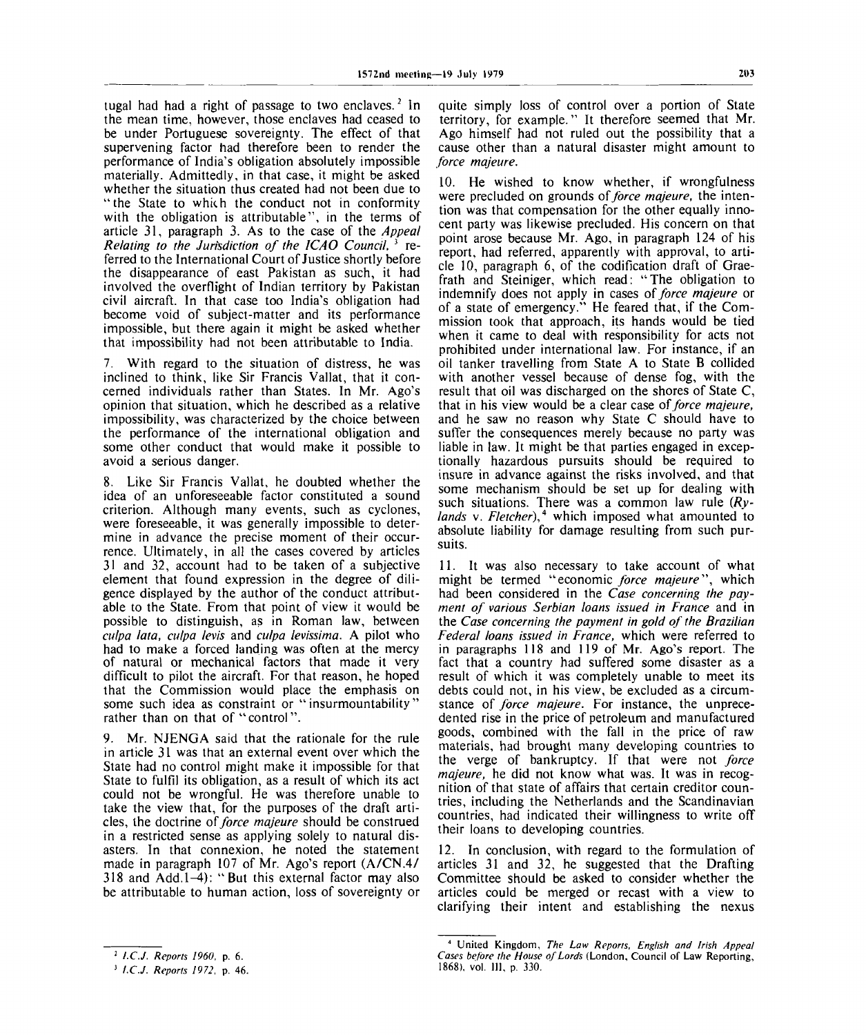tugal had had a right of passage to two enclaves.[2] In the mean time, however, those enclaves had ceased to be under Portuguese sovereignty. The effect of that supervening factor had therefore been to render the performance of India's obligation absolutely impossible materially. Admittedly, in that case, it might be asked whether the situation thus created had not been due to "the State to which the conduct not in conformity with the obligation is attributable", in the terms of article 31, paragraph 3. As to the case of the *Appeal Relating to the Jurisdiction of the ICAO Council*,[3] referred to the International Court of Justice shortly before the disappearance of east Pakistan as such, it had involved the overflight of Indian territory by Pakistan civil aircraft. In that case too India's obligation had become void of subject-matter and its performance impossible, but there again it might be asked whether that impossibility had not been attributable to India.

7. With regard to the situation of distress, he was inclined to think, like Sir Francis Vallat, that it concerned individuals rather than States. In Mr. Ago's opinion that situation, which he described as a relative impossibility, was characterized by the choice between the performance of the international obligation and some other conduct that would make it possible to avoid a serious danger.

8. Like Sir Francis Vallat, he doubted whether the idea of an unforeseeable factor constituted a sound criterion. Although many events, such as cyclones, were foreseeable, it was generally impossible to determine in advance the precise moment of their occurrence. Ultimately, in all the cases covered by articles 31 and 32, account had to be taken of a subjective element that found expression in the degree of diligence displayed by the author of the conduct attributable to the State. From that point of view it would be possible to distinguish, as in Roman law, between *culpa lata*, *culpa levis* and *culpa levissima*. A pilot who had to make a forced landing was often at the mercy of natural or mechanical factors that made it very difficult to pilot the aircraft. For that reason, he hoped that the Commission would place the emphasis on some such idea as constraint or "insurmountability" rather than on that of "control".

9. Mr. NJENGA said that the rationale for the rule in article 31 was that an external event over which the State had no control might make it impossible for that State to fulfil its obligation, as a result of which its act could not be wrongful. He was therefore unable to take the view that, for the purposes of the draft articles, the doctrine of *force majeure* should be construed in a restricted sense as applying solely to natural disasters. In that connexion, he noted the statement made in paragraph 107 of Mr. Ago's report (A/CN.4/318 and Add.1–4): "But this external factor may also be attributable to human action, loss of sovereignty or quite simply loss of control over a portion of State territory, for example." It therefore seemed that Mr. Ago himself had not ruled out the possibility that a cause other than a natural disaster might amount to *force majeure*.

10. He wished to know whether, if wrongfulness were precluded on grounds of *force majeure*, the intention was that compensation for the other equally innocent party was likewise precluded. His concern on that point arose because Mr. Ago, in paragraph 124 of his report, had referred, apparently with approval, to article 10, paragraph 6, of the codification draft of Graefrath and Steiniger, which read: "The obligation to indemnify does not apply in cases of *force majeure* or of a state of emergency." He feared that, if the Commission took that approach, its hands would be tied when it came to deal with responsibility for acts not prohibited under international law. For instance, if an oil tanker travelling from State A to State B collided with another vessel because of dense fog, with the result that oil was discharged on the shores of State C, that in his view would be a clear case of *force majeure*, and he saw no reason why State C should have to suffer the consequences merely because no party was liable in law. It might be that parties engaged in exceptionally hazardous pursuits should be required to insure in advance against the risks involved, and that some mechanism should be set up for dealing with such situations. There was a common law rule (*Rylands* v. *Fletcher*),[4] which imposed what amounted to absolute liability for damage resulting from such pursuits.

11. It was also necessary to take account of what might be termed "economic *force majeure*", which had been considered in the *Case concerning the payment of various Serbian loans issued in France* and in the *Case concerning the payment in gold of the Brazilian Federal loans issued in France*, which were referred to in paragraphs 118 and 119 of Mr. Ago's report. The fact that a country had suffered some disaster as a result of which it was completely unable to meet its debts could not, in his view, be excluded as a circumstance of *force majeure*. For instance, the unprecedented rise in the price of petroleum and manufactured goods, combined with the fall in the price of raw materials, had brought many developing countries to the verge of bankruptcy. If that were not *force majeure*, he did not know what was. It was in recognition of that state of affairs that certain creditor countries, including the Netherlands and the Scandinavian countries, had indicated their willingness to write off their loans to developing countries.

12. In conclusion, with regard to the formulation of articles 31 and 32, he suggested that the Drafting Committee should be asked to consider whether the articles could be merged or recast with a view to clarifying their intent and establishing the nexus

---

[2] *I.C.J. Reports 1960*, p. 6.

[3] *I.C.J. Reports 1972*, p. 46.

[4] United Kingdom, *The Law Reports, English and Irish Appeal Cases before the House of Lords* (London, Council of Law Reporting, 1868), vol. III, p. 330.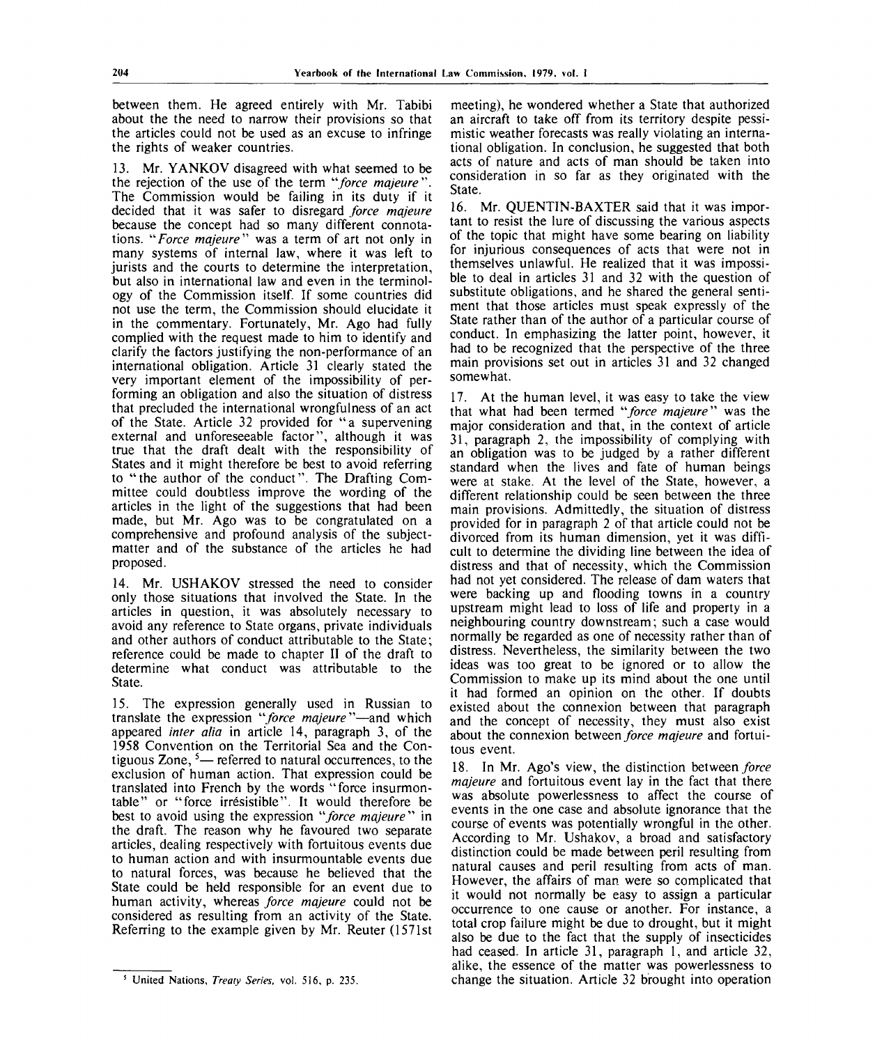between them. He agreed entirely with Mr. Tabibi about the the need to narrow their provisions so that the articles could not be used as an excuse to infringe the rights of weaker countries.

13. Mr. YANKOV disagreed with what seemed to be the rejection of the use of the term "*force majeure*". The Commission would be failing in its duty if it decided that it was safer to disregard *force majeure* because the concept had so many different connotations. "*Force majeure*" was a term of art not only in many systems of internal law, where it was left to jurists and the courts to determine the interpretation, but also in international law and even in the terminology of the Commission itself. If some countries did not use the term, the Commission should elucidate it in the commentary. Fortunately, Mr. Ago had fully complied with the request made to him to identify and clarify the factors justifying the non-performance of an international obligation. Article 31 clearly stated the very important element of the impossibility of performing an obligation and also the situation of distress that precluded the international wrongfulness of an act of the State. Article 32 provided for "a supervening external and unforeseeable factor", although it was true that the draft dealt with the responsibility of States and it might therefore be best to avoid referring to "the author of the conduct". The Drafting Committee could doubtless improve the wording of the articles in the light of the suggestions that had been made, but Mr. Ago was to be congratulated on a comprehensive and profound analysis of the subject-matter and of the substance of the articles he had proposed.

14. Mr. USHAKOV stressed the need to consider only those situations that involved the State. In the articles in question, it was absolutely necessary to avoid any reference to State organs, private individuals and other authors of conduct attributable to the State; reference could be made to chapter II of the draft to determine what conduct was attributable to the State.

15. The expression generally used in Russian to translate the expression "*force majeure*"—and which appeared *inter alia* in article 14, paragraph 3, of the 1958 Convention on the Territorial Sea and the Contiguous Zone, [5]— referred to natural occurrences, to the exclusion of human action. That expression could be translated into French by the words "force insurmontable" or "force irrésistible". It would therefore be best to avoid using the expression "*force majeure*" in the draft. The reason why he favoured two separate articles, dealing respectively with fortuitous events due to human action and with insurmountable events due to natural forces, was because he believed that the State could be held responsible for an event due to human activity, whereas *force majeure* could not be considered as resulting from an activity of the State. Referring to the example given by Mr. Reuter (1571st meeting), he wondered whether a State that authorized an aircraft to take off from its territory despite pessimistic weather forecasts was really violating an international obligation. In conclusion, he suggested that both acts of nature and acts of man should be taken into consideration in so far as they originated with the State.

16. Mr. QUENTIN-BAXTER said that it was important to resist the lure of discussing the various aspects of the topic that might have some bearing on liability for injurious consequences of acts that were not in themselves unlawful. He realized that it was impossible to deal in articles 31 and 32 with the question of substitute obligations, and he shared the general sentiment that those articles must speak expressly of the State rather than of the author of a particular course of conduct. In emphasizing the latter point, however, it had to be recognized that the perspective of the three main provisions set out in articles 31 and 32 changed somewhat.

17. At the human level, it was easy to take the view that what had been termed "*force majeure*" was the major consideration and that, in the context of article 31, paragraph 2, the impossibility of complying with an obligation was to be judged by a rather different standard when the lives and fate of human beings were at stake. At the level of the State, however, a different relationship could be seen between the three main provisions. Admittedly, the situation of distress provided for in paragraph 2 of that article could not be divorced from its human dimension, yet it was difficult to determine the dividing line between the idea of distress and that of necessity, which the Commission had not yet considered. The release of dam waters that were backing up and flooding towns in a country upstream might lead to loss of life and property in a neighbouring country downstream; such a case would normally be regarded as one of necessity rather than of distress. Nevertheless, the similarity between the two ideas was too great to be ignored or to allow the Commission to make up its mind about the one until it had formed an opinion on the other. If doubts existed about the connexion between that paragraph and the concept of necessity, they must also exist about the connexion between *force majeure* and fortuitous event.

18. In Mr. Ago's view, the distinction between *force majeure* and fortuitous event lay in the fact that there was absolute powerlessness to affect the course of events in the one case and absolute ignorance that the course of events was potentially wrongful in the other. According to Mr. Ushakov, a broad and satisfactory distinction could be made between peril resulting from natural causes and peril resulting from acts of man. However, the affairs of man were so complicated that it would not normally be easy to assign a particular occurrence to one cause or another. For instance, a total crop failure might be due to drought, but it might also be due to the fact that the supply of insecticides had ceased. In article 31, paragraph 1, and article 32, alike, the essence of the matter was powerlessness to change the situation. Article 32 brought into operation

---

[5] United Nations, *Treaty Series*, vol. 516, p. 235.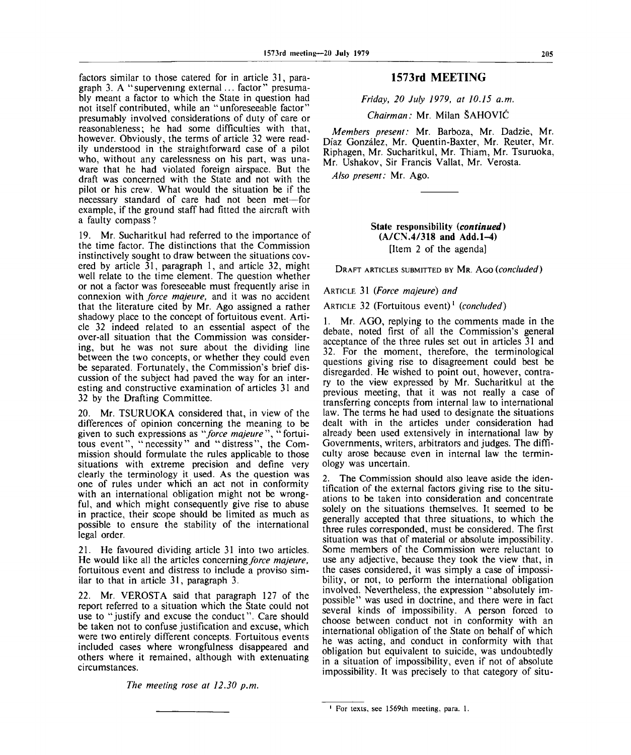factors similar to those catered for in article 31, paragraph 3. A "supervening external ... factor" presumably meant a factor to which the State in question had not itself contributed, while an "unforeseeable factor" presumably involved considerations of duty of care or reasonableness; he had some difficulties with that, however. Obviously, the terms of article 32 were readily understood in the straightforward case of a pilot who, without any carelessness on his part, was unaware that he had violated foreign airspace. But the draft was concerned with the State and not with the pilot or his crew. What would the situation be if the necessary standard of care had not been met—for example, if the ground staff had fitted the aircraft with a faulty compass?

19. Mr. Sucharitkul had referred to the importance of the time factor. The distinctions that the Commission instinctively sought to draw between the situations covered by article 31, paragraph 1, and article 32, might well relate to the time element. The question whether or not a factor was foreseeable must frequently arise in connexion with *force majeure*, and it was no accident that the literature cited by Mr. Ago assigned a rather shadowy place to the concept of fortuitous event. Article 32 indeed related to an essential aspect of the over-all situation that the Commission was considering, but he was not sure about the dividing line between the two concepts, or whether they could even be separated. Fortunately, the Commission's brief discussion of the subject had paved the way for an interesting and constructive examination of articles 31 and 32 by the Drafting Committee.

20. Mr. TSURUOKA considered that, in view of the differences of opinion concerning the meaning to be given to such expressions as "*force majeure*", "fortuitous event", "necessity" and "distress", the Commission should formulate the rules applicable to those situations with extreme precision and define very clearly the terminology it used. As the question was one of rules under which an act not in conformity with an international obligation might not be wrongful, and which might consequently give rise to abuse in practice, their scope should be limited as much as possible to ensure the stability of the international legal order.

21. He favoured dividing article 31 into two articles. He would like all the articles concerning *force majeure*, fortuitous event and distress to include a proviso similar to that in article 31, paragraph 3.

22. Mr. VEROSTA said that paragraph 127 of the report referred to a situation which the State could not use to "justify and excuse the conduct". Care should be taken not to confuse justification and excuse, which were two entirely different concepts. Fortuitous events included cases where wrongfulness disappeared and others where it remained, although with extenuating circumstances.

*The meeting rose at 12.30 p.m.*

## 1573rd MEETING

*Friday, 20 July 1979, at 10.15 a.m.*

*Chairman:* Mr. Milan ŠAHOVIĆ

*Members present:* Mr. Barboza, Mr. Dadzie, Mr. Díaz González, Mr. Quentin-Baxter, Mr. Reuter, Mr. Riphagen, Mr. Sucharitkul, Mr. Thiam, Mr. Tsuruoka, Mr. Ushakov, Sir Francis Vallat, Mr. Verosta.

*Also present:* Mr. Ago.

### State responsibility (*continued*) (A/CN.4/318 and Add.1–4)

[Item 2 of the agenda]

DRAFT ARTICLES SUBMITTED BY MR. AGO (*concluded*)

ARTICLE 31 (*Force majeure*) and

ARTICLE 32 (Fortuitous event)[1] (*concluded*)

1. Mr. AGO, replying to the comments made in the debate, noted first of all the Commission's general acceptance of the three rules set out in articles 31 and 32. For the moment, therefore, the terminological questions giving rise to disagreement could best be disregarded. He wished to point out, however, contrary to the view expressed by Mr. Sucharitkul at the previous meeting, that it was not really a case of transferring concepts from internal law to international law. The terms he had used to designate the situations dealt with in the articles under consideration had already been used extensively in international law by Governments, writers, arbitrators and judges. The difficulty arose because even in internal law the terminology was uncertain.

2. The Commission should also leave aside the identification of the external factors giving rise to the situations to be taken into consideration and concentrate solely on the situations themselves. It seemed to be generally accepted that three situations, to which the three rules corresponded, must be considered. The first situation was that of material or absolute impossibility. Some members of the Commission were reluctant to use any adjective, because they took the view that, in the cases considered, it was simply a case of impossibility, or not, to perform the international obligation involved. Nevertheless, the expression "absolutely impossible" was used in doctrine, and there were in fact several kinds of impossibility. A person forced to choose between conduct not in conformity with an international obligation of the State on behalf of which he was acting, and conduct in conformity with that obligation but equivalent to suicide, was undoubtedly in a situation of impossibility, even if not of absolute impossibility. It was precisely to that category of situ-

[1] For texts, see 1569th meeting, para. 1.